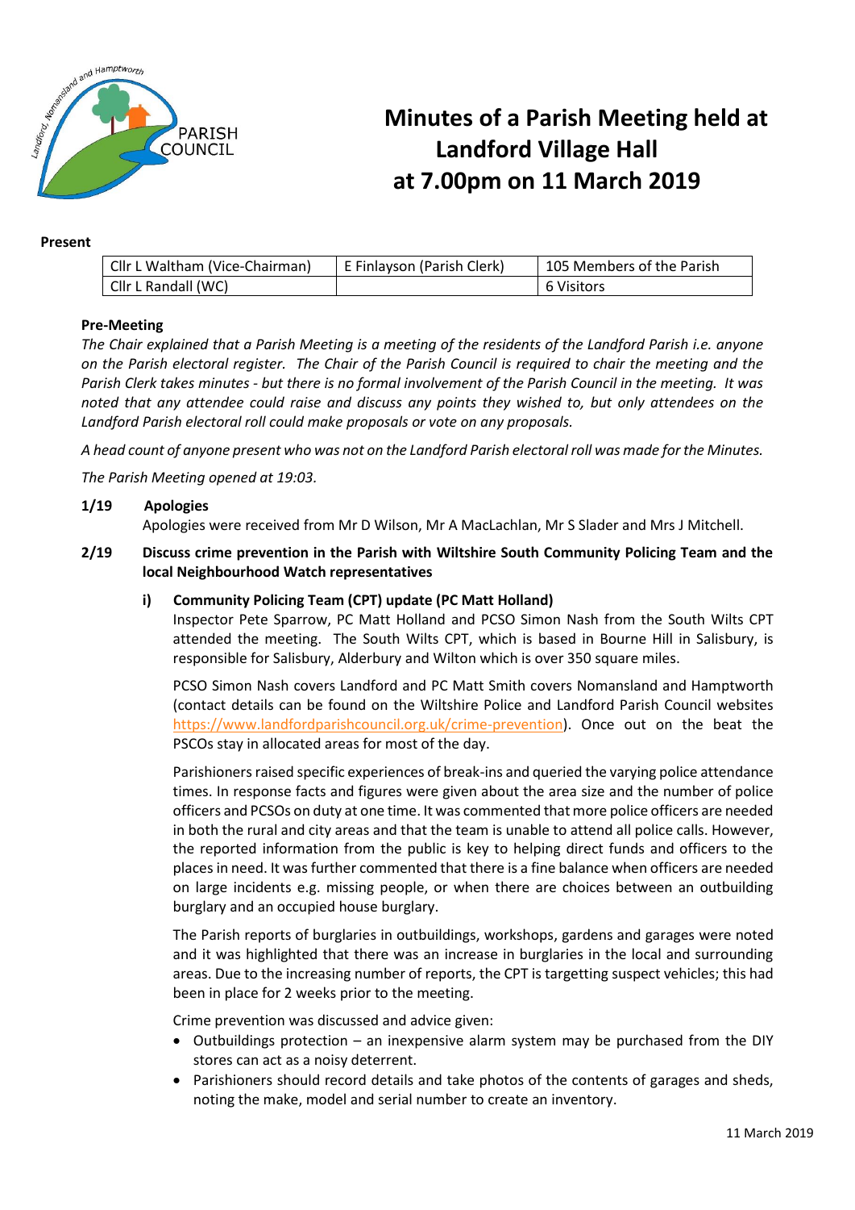# Minutes of a Parish Meeting held at Landford Village Hall at 7.00pm on 11 March 2019

**Present**

| Cllr L Waltham (Vice-Chairman) | E Finlayson (Parish Clerk) | 105 Members of the Parish |
|---|---|---|
| Cllr L Randall (WC) | | 6 Visitors |

**Pre-Meeting**

*The Chair explained that a Parish Meeting is a meeting of the residents of the Landford Parish i.e. anyone on the Parish electoral register. The Chair of the Parish Council is required to chair the meeting and the Parish Clerk takes minutes - but there is no formal involvement of the Parish Council in the meeting. It was noted that any attendee could raise and discuss any points they wished to, but only attendees on the Landford Parish electoral roll could make proposals or vote on any proposals.*

*A head count of anyone present who was not on the Landford Parish electoral roll was made for the Minutes.*

*The Parish Meeting opened at 19:03.*

**1/19 Apologies**

Apologies were received from Mr D Wilson, Mr A MacLachlan, Mr S Slader and Mrs J Mitchell.

**2/19 Discuss crime prevention in the Parish with Wiltshire South Community Policing Team and the local Neighbourhood Watch representatives**

**i) Community Policing Team (CPT) update (PC Matt Holland)**

Inspector Pete Sparrow, PC Matt Holland and PCSO Simon Nash from the South Wilts CPT attended the meeting. The South Wilts CPT, which is based in Bourne Hill in Salisbury, is responsible for Salisbury, Alderbury and Wilton which is over 350 square miles.

PCSO Simon Nash covers Landford and PC Matt Smith covers Nomansland and Hamptworth (contact details can be found on the Wiltshire Police and Landford Parish Council websites https://www.landfordparishcouncil.org.uk/crime-prevention). Once out on the beat the PSCOs stay in allocated areas for most of the day.

Parishioners raised specific experiences of break-ins and queried the varying police attendance times. In response facts and figures were given about the area size and the number of police officers and PCSOs on duty at one time. It was commented that more police officers are needed in both the rural and city areas and that the team is unable to attend all police calls. However, the reported information from the public is key to helping direct funds and officers to the places in need. It was further commented that there is a fine balance when officers are needed on large incidents e.g. missing people, or when there are choices between an outbuilding burglary and an occupied house burglary.

The Parish reports of burglaries in outbuildings, workshops, gardens and garages were noted and it was highlighted that there was an increase in burglaries in the local and surrounding areas. Due to the increasing number of reports, the CPT is targetting suspect vehicles; this had been in place for 2 weeks prior to the meeting.

Crime prevention was discussed and advice given:

- Outbuildings protection – an inexpensive alarm system may be purchased from the DIY stores can act as a noisy deterrent.
- Parishioners should record details and take photos of the contents of garages and sheds, noting the make, model and serial number to create an inventory.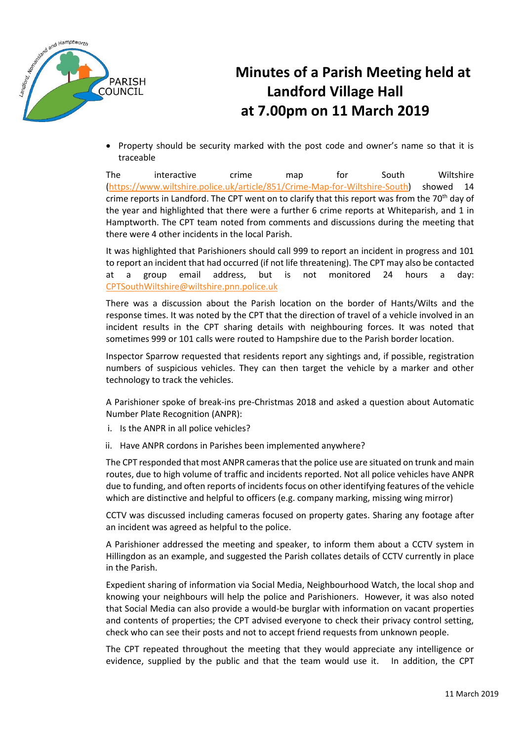# Minutes of a Parish Meeting held at Landford Village Hall at 7.00pm on 11 March 2019

- Property should be security marked with the post code and owner's name so that it is traceable

The interactive crime map for South Wiltshire (https://www.wiltshire.police.uk/article/851/Crime-Map-for-Wiltshire-South) showed 14 crime reports in Landford. The CPT went on to clarify that this report was from the 70th day of the year and highlighted that there were a further 6 crime reports at Whiteparish, and 1 in Hamptworth. The CPT team noted from comments and discussions during the meeting that there were 4 other incidents in the local Parish.

It was highlighted that Parishioners should call 999 to report an incident in progress and 101 to report an incident that had occurred (if not life threatening). The CPT may also be contacted at a group email address, but is not monitored 24 hours a day: CPTSouthWiltshire@wiltshire.pnn.police.uk

There was a discussion about the Parish location on the border of Hants/Wilts and the response times. It was noted by the CPT that the direction of travel of a vehicle involved in an incident results in the CPT sharing details with neighbouring forces. It was noted that sometimes 999 or 101 calls were routed to Hampshire due to the Parish border location.

Inspector Sparrow requested that residents report any sightings and, if possible, registration numbers of suspicious vehicles. They can then target the vehicle by a marker and other technology to track the vehicles.

A Parishioner spoke of break-ins pre-Christmas 2018 and asked a question about Automatic Number Plate Recognition (ANPR):

i. Is the ANPR in all police vehicles?
ii. Have ANPR cordons in Parishes been implemented anywhere?

The CPT responded that most ANPR cameras that the police use are situated on trunk and main routes, due to high volume of traffic and incidents reported. Not all police vehicles have ANPR due to funding, and often reports of incidents focus on other identifying features of the vehicle which are distinctive and helpful to officers (e.g. company marking, missing wing mirror)

CCTV was discussed including cameras focused on property gates. Sharing any footage after an incident was agreed as helpful to the police.

A Parishioner addressed the meeting and speaker, to inform them about a CCTV system in Hillingdon as an example, and suggested the Parish collates details of CCTV currently in place in the Parish.

Expedient sharing of information via Social Media, Neighbourhood Watch, the local shop and knowing your neighbours will help the police and Parishioners. However, it was also noted that Social Media can also provide a would-be burglar with information on vacant properties and contents of properties; the CPT advised everyone to check their privacy control setting, check who can see their posts and not to accept friend requests from unknown people.

The CPT repeated throughout the meeting that they would appreciate any intelligence or evidence, supplied by the public and that the team would use it. In addition, the CPT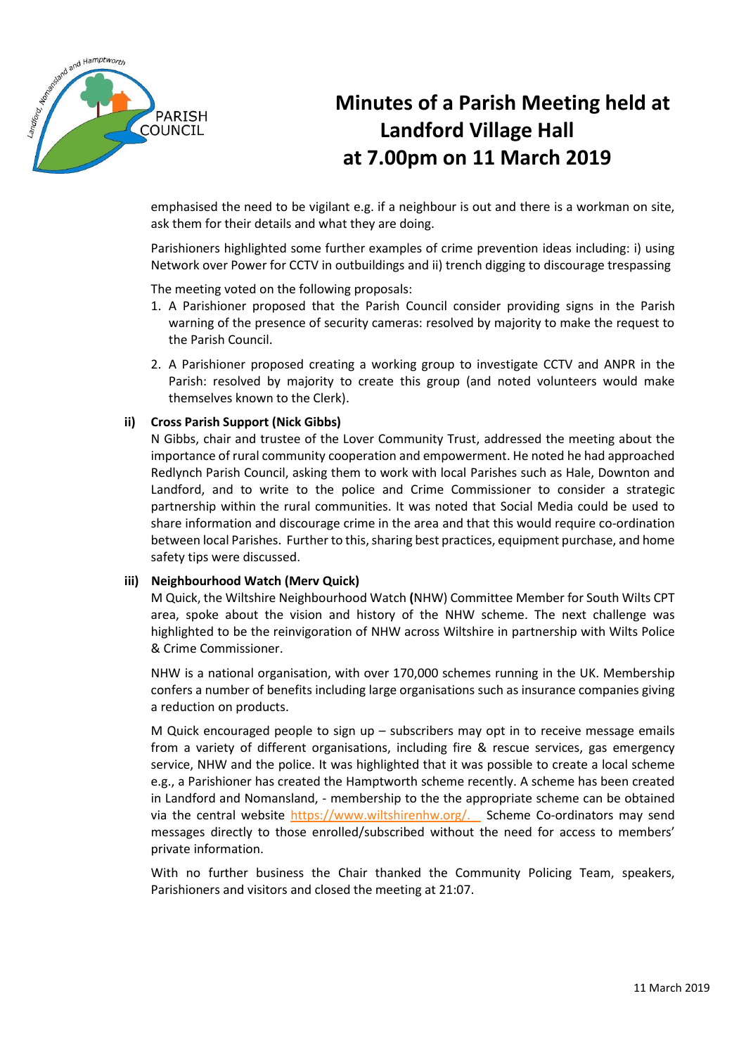emphasised the need to be vigilant e.g. if a neighbour is out and there is a workman on site, ask them for their details and what they are doing.

Parishioners highlighted some further examples of crime prevention ideas including: i) using Network over Power for CCTV in outbuildings and ii) trench digging to discourage trespassing

The meeting voted on the following proposals:

1. A Parishioner proposed that the Parish Council consider providing signs in the Parish warning of the presence of security cameras: resolved by majority to make the request to the Parish Council.
2. A Parishioner proposed creating a working group to investigate CCTV and ANPR in the Parish: resolved by majority to create this group (and noted volunteers would make themselves known to the Clerk).

**ii) Cross Parish Support (Nick Gibbs)**

N Gibbs, chair and trustee of the Lover Community Trust, addressed the meeting about the importance of rural community cooperation and empowerment. He noted he had approached Redlynch Parish Council, asking them to work with local Parishes such as Hale, Downton and Landford, and to write to the police and Crime Commissioner to consider a strategic partnership within the rural communities. It was noted that Social Media could be used to share information and discourage crime in the area and that this would require co-ordination between local Parishes. Further to this, sharing best practices, equipment purchase, and home safety tips were discussed.

**iii) Neighbourhood Watch (Merv Quick)**

M Quick, the Wiltshire Neighbourhood Watch **(**NHW) Committee Member for South Wilts CPT area, spoke about the vision and history of the NHW scheme. The next challenge was highlighted to be the reinvigoration of NHW across Wiltshire in partnership with Wilts Police & Crime Commissioner.

NHW is a national organisation, with over 170,000 schemes running in the UK. Membership confers a number of benefits including large organisations such as insurance companies giving a reduction on products.

M Quick encouraged people to sign up – subscribers may opt in to receive message emails from a variety of different organisations, including fire & rescue services, gas emergency service, NHW and the police. It was highlighted that it was possible to create a local scheme e.g., a Parishioner has created the Hamptworth scheme recently. A scheme has been created in Landford and Nomansland, - membership to the the appropriate scheme can be obtained via the central website https://www.wiltshirenhw.org/. Scheme Co-ordinators may send messages directly to those enrolled/subscribed without the need for access to members' private information.

With no further business the Chair thanked the Community Policing Team, speakers, Parishioners and visitors and closed the meeting at 21:07.